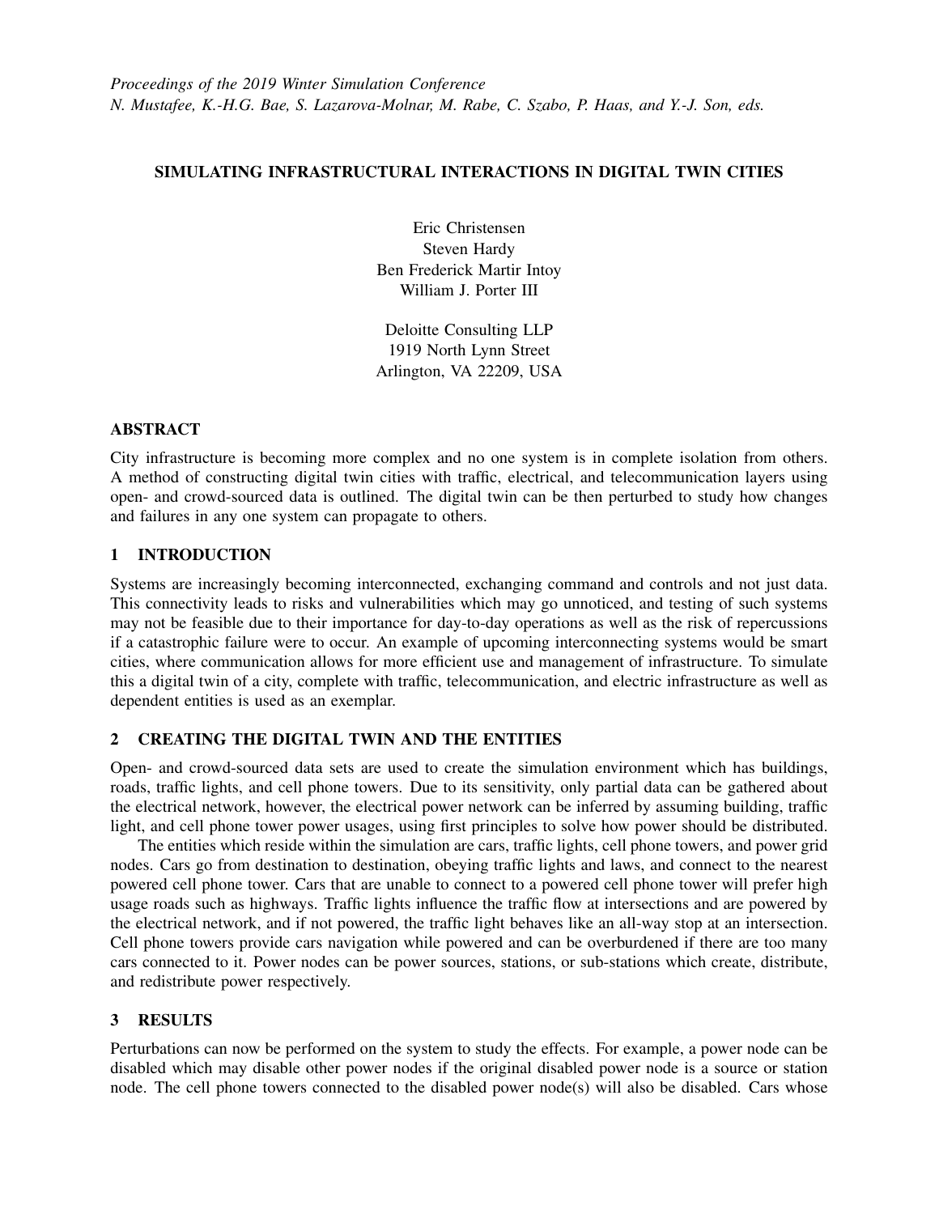*Proceedings of the 2019 Winter Simulation Conference*
*N. Mustafee, K.-H.G. Bae, S. Lazarova-Molnar, M. Rabe, C. Szabo, P. Haas, and Y.-J. Son, eds.*

# SIMULATING INFRASTRUCTURAL INTERACTIONS IN DIGITAL TWIN CITIES

Eric Christensen
Steven Hardy
Ben Frederick Martir Intoy
William J. Porter III

Deloitte Consulting LLP
1919 North Lynn Street
Arlington, VA 22209, USA

## ABSTRACT

City infrastructure is becoming more complex and no one system is in complete isolation from others. A method of constructing digital twin cities with traffic, electrical, and telecommunication layers using open- and crowd-sourced data is outlined. The digital twin can be then perturbed to study how changes and failures in any one system can propagate to others.

## 1 INTRODUCTION

Systems are increasingly becoming interconnected, exchanging command and controls and not just data. This connectivity leads to risks and vulnerabilities which may go unnoticed, and testing of such systems may not be feasible due to their importance for day-to-day operations as well as the risk of repercussions if a catastrophic failure were to occur. An example of upcoming interconnecting systems would be smart cities, where communication allows for more efficient use and management of infrastructure. To simulate this a digital twin of a city, complete with traffic, telecommunication, and electric infrastructure as well as dependent entities is used as an exemplar.

## 2 CREATING THE DIGITAL TWIN AND THE ENTITIES

Open- and crowd-sourced data sets are used to create the simulation environment which has buildings, roads, traffic lights, and cell phone towers. Due to its sensitivity, only partial data can be gathered about the electrical network, however, the electrical power network can be inferred by assuming building, traffic light, and cell phone tower power usages, using first principles to solve how power should be distributed.

The entities which reside within the simulation are cars, traffic lights, cell phone towers, and power grid nodes. Cars go from destination to destination, obeying traffic lights and laws, and connect to the nearest powered cell phone tower. Cars that are unable to connect to a powered cell phone tower will prefer high usage roads such as highways. Traffic lights influence the traffic flow at intersections and are powered by the electrical network, and if not powered, the traffic light behaves like an all-way stop at an intersection. Cell phone towers provide cars navigation while powered and can be overburdened if there are too many cars connected to it. Power nodes can be power sources, stations, or sub-stations which create, distribute, and redistribute power respectively.

## 3 RESULTS

Perturbations can now be performed on the system to study the effects. For example, a power node can be disabled which may disable other power nodes if the original disabled power node is a source or station node. The cell phone towers connected to the disabled power node(s) will also be disabled. Cars whose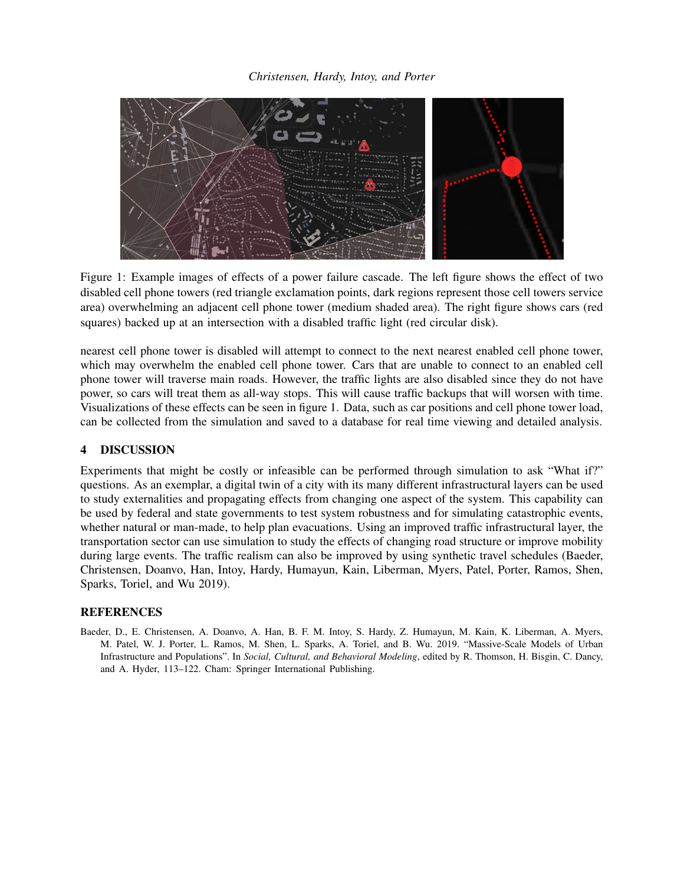Figure 1: Example images of effects of a power failure cascade. The left figure shows the effect of two disabled cell phone towers (red triangle exclamation points, dark regions represent those cell towers service area) overwhelming an adjacent cell phone tower (medium shaded area). The right figure shows cars (red squares) backed up at an intersection with a disabled traffic light (red circular disk).

nearest cell phone tower is disabled will attempt to connect to the next nearest enabled cell phone tower, which may overwhelm the enabled cell phone tower. Cars that are unable to connect to an enabled cell phone tower will traverse main roads. However, the traffic lights are also disabled since they do not have power, so cars will treat them as all-way stops. This will cause traffic backups that will worsen with time. Visualizations of these effects can be seen in figure 1. Data, such as car positions and cell phone tower load, can be collected from the simulation and saved to a database for real time viewing and detailed analysis.

## 4 DISCUSSION

Experiments that might be costly or infeasible can be performed through simulation to ask "What if?" questions. As an exemplar, a digital twin of a city with its many different infrastructural layers can be used to study externalities and propagating effects from changing one aspect of the system. This capability can be used by federal and state governments to test system robustness and for simulating catastrophic events, whether natural or man-made, to help plan evacuations. Using an improved traffic infrastructural layer, the transportation sector can use simulation to study the effects of changing road structure or improve mobility during large events. The traffic realism can also be improved by using synthetic travel schedules (Baeder, Christensen, Doanvo, Han, Intoy, Hardy, Humayun, Kain, Liberman, Myers, Patel, Porter, Ramos, Shen, Sparks, Toriel, and Wu 2019).

## REFERENCES

Baeder, D., E. Christensen, A. Doanvo, A. Han, B. F. M. Intoy, S. Hardy, Z. Humayun, M. Kain, K. Liberman, A. Myers, M. Patel, W. J. Porter, L. Ramos, M. Shen, L. Sparks, A. Toriel, and B. Wu. 2019. "Massive-Scale Models of Urban Infrastructure and Populations". In *Social, Cultural, and Behavioral Modeling*, edited by R. Thomson, H. Bisgin, C. Dancy, and A. Hyder, 113–122. Cham: Springer International Publishing.